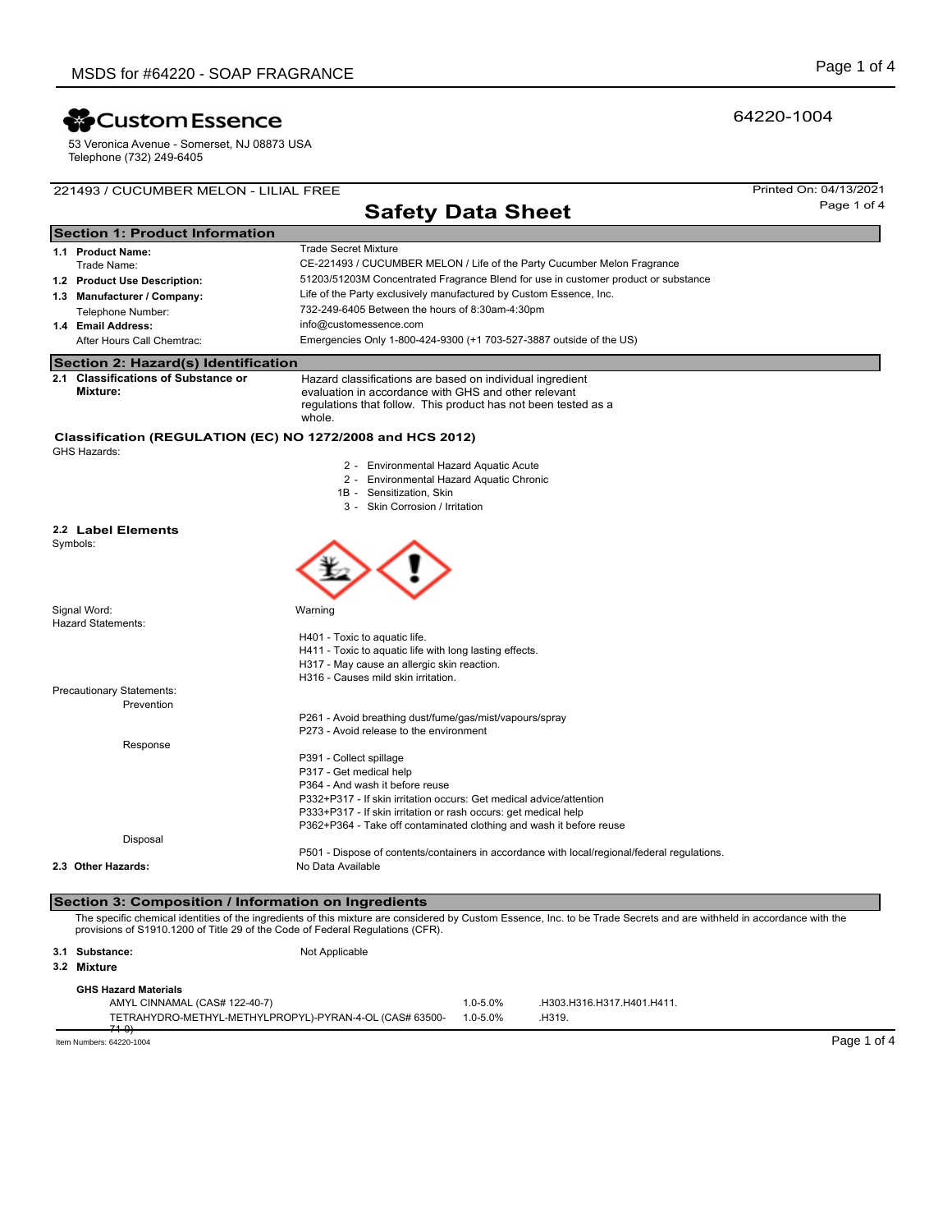MSDS for #64220 - SOAP FRAGRANCE

**Custom Essence**

53 Veronica Avenue - Somerset, NJ 08873 USA
Telephone (732) 249-6405

64220-1004

221493 / CUCUMBER MELON - LILIAL FREE

Printed On: 04/13/2021

# Safety Data Sheet

## Section 1: Product Information

| | |
|---|---|
| **1.1 Product Name:** | Trade Secret Mixture |
| Trade Name: | CE-221493 / CUCUMBER MELON / Life of the Party Cucumber Melon Fragrance |
| **1.2 Product Use Description:** | 51203/51203M Concentrated Fragrance Blend for use in customer product or substance |
| **1.3 Manufacturer / Company:** | Life of the Party exclusively manufactured by Custom Essence, Inc. |
| Telephone Number: | 732-249-6405 Between the hours of 8:30am-4:30pm |
| **1.4 Email Address:** | info@customessence.com |
| After Hours Call Chemtrac: | Emergencies Only 1-800-424-9300 (+1 703-527-3887 outside of the US) |

## Section 2: Hazard(s) Identification

**2.1 Classifications of Substance or Mixture:** Hazard classifications are based on individual ingredient evaluation in accordance with GHS and other relevant regulations that follow. This product has not been tested as a whole.

### Classification (REGULATION (EC) NO 1272/2008 and HCS 2012)

GHS Hazards:

- 2 - Environmental Hazard Aquatic Acute
- 2 - Environmental Hazard Aquatic Chronic
- 1B - Sensitization, Skin
- 3 - Skin Corrosion / Irritation

### 2.2 Label Elements

Symbols:

Signal Word: Warning

Hazard Statements:

- H401 - Toxic to aquatic life.
- H411 - Toxic to aquatic life with long lasting effects.
- H317 - May cause an allergic skin reaction.
- H316 - Causes mild skin irritation.

Precautionary Statements:

Prevention

- P261 - Avoid breathing dust/fume/gas/mist/vapours/spray
- P273 - Avoid release to the environment

Response

- P391 - Collect spillage
- P317 - Get medical help
- P364 - And wash it before reuse
- P332+P317 - If skin irritation occurs: Get medical advice/attention
- P333+P317 - If skin irritation or rash occurs: get medical help
- P362+P364 - Take off contaminated clothing and wash it before reuse

Disposal

- P501 - Dispose of contents/containers in accordance with local/regional/federal regulations.

**2.3 Other Hazards:** No Data Available

## Section 3: Composition / Information on Ingredients

The specific chemical identities of the ingredients of this mixture are considered by Custom Essence, Inc. to be Trade Secrets and are withheld in accordance with the provisions of S1910.1200 of Title 29 of the Code of Federal Regulations (CFR).

**3.1 Substance:** Not Applicable

**3.2 Mixture**

**GHS Hazard Materials**

| | | |
|---|---|---|
| AMYL CINNAMAL (CAS# 122-40-7) | 1.0-5.0% | .H303.H316.H317.H401.H411. |
| TETRAHYDRO-METHYL-METHYLPROPYL)-PYRAN-4-OL (CAS# 63500-71-0) | 1.0-5.0% | .H319. |

Item Numbers: 64220-1004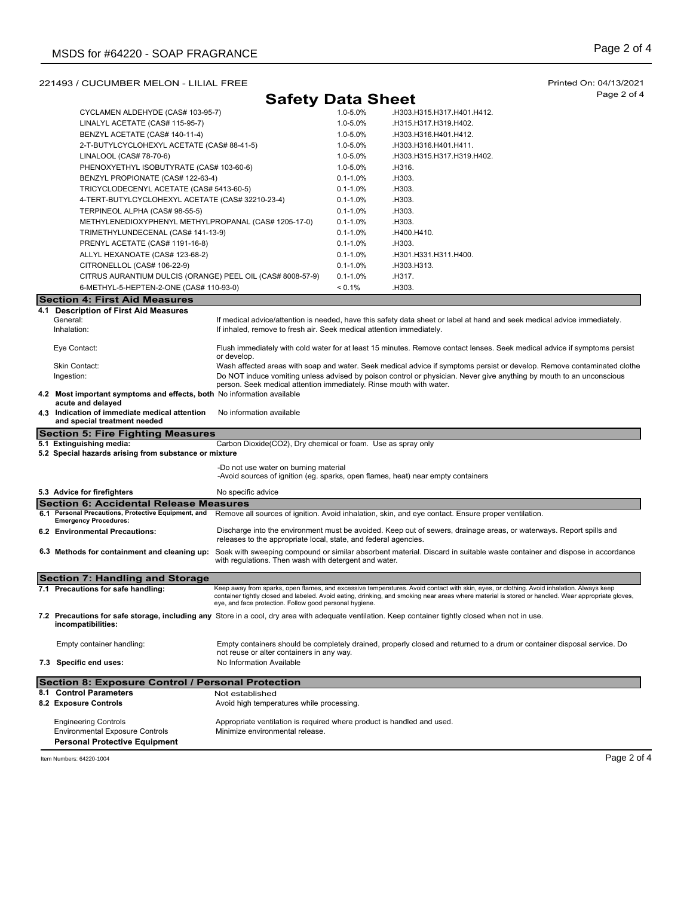221493 / CUCUMBER MELON - LILIAL FREE

Printed On: 04/13/2021

## Safety Data Sheet

| | | |
|---|---|---|
| CYCLAMEN ALDEHYDE (CAS# 103-95-7) | 1.0-5.0% | .H303.H315.H317.H401.H412. |
| LINALYL ACETATE (CAS# 115-95-7) | 1.0-5.0% | .H315.H317.H319.H402. |
| BENZYL ACETATE (CAS# 140-11-4) | 1.0-5.0% | .H303.H316.H401.H412. |
| 2-T-BUTYLCYCLOHEXYL ACETATE (CAS# 88-41-5) | 1.0-5.0% | .H303.H316.H401.H411. |
| LINALOOL (CAS# 78-70-6) | 1.0-5.0% | .H303.H315.H317.H319.H402. |
| PHENOXYETHYL ISOBUTYRATE (CAS# 103-60-6) | 1.0-5.0% | .H316. |
| BENZYL PROPIONATE (CAS# 122-63-4) | 0.1-1.0% | .H303. |
| TRICYCLODECENYL ACETATE (CAS# 5413-60-5) | 0.1-1.0% | .H303. |
| 4-TERT-BUTYLCYCLOHEXYL ACETATE (CAS# 32210-23-4) | 0.1-1.0% | .H303. |
| TERPINEOL ALPHA (CAS# 98-55-5) | 0.1-1.0% | .H303. |
| METHYLENEDIOXYPHENYL METHYLPROPANAL (CAS# 1205-17-0) | 0.1-1.0% | .H303. |
| TRIMETHYLUNDECENAL (CAS# 141-13-9) | 0.1-1.0% | .H400.H410. |
| PRENYL ACETATE (CAS# 1191-16-8) | 0.1-1.0% | .H303. |
| ALLYL HEXANOATE (CAS# 123-68-2) | 0.1-1.0% | .H301.H331.H311.H400. |
| CITRONELLOL (CAS# 106-22-9) | 0.1-1.0% | .H303.H313. |
| CITRUS AURANTIUM DULCIS (ORANGE) PEEL OIL (CAS# 8008-57-9) | 0.1-1.0% | .H317. |
| 6-METHYL-5-HEPTEN-2-ONE (CAS# 110-93-0) | < 0.1% | .H303. |

## Section 4: First Aid Measures

**4.1 Description of First Aid Measures**

General: If medical advice/attention is needed, have this safety data sheet or label at hand and seek medical advice immediately.

Inhalation: If inhaled, remove to fresh air. Seek medical attention immediately.

Eye Contact: Flush immediately with cold water for at least 15 minutes. Remove contact lenses. Seek medical advice if symptoms persist or develop.

Skin Contact: Wash affected areas with soap and water. Seek medical advice if symptoms persist or develop. Remove contaminated clothe

Ingestion: Do NOT induce vomiting unless advised by poison control or physician. Never give anything by mouth to an unconscious person. Seek medical attention immediately. Rinse mouth with water.

**4.2 Most important symptoms and effects, both acute and delayed** No information available

**4.3 Indication of immediate medical attention and special treatment needed** No information available

## Section 5: Fire Fighting Measures

**5.1 Extinguishing media:** Carbon Dioxide(CO2), Dry chemical or foam. Use as spray only

**5.2 Special hazards arising from substance or mixture**

-Do not use water on burning material
-Avoid sources of ignition (eg. sparks, open flames, heat) near empty containers

**5.3 Advice for firefighters** No specific advice

## Section 6: Accidental Release Measures

**6.1 Personal Precautions, Protective Equipment, and Emergency Procedures:** Remove all sources of ignition. Avoid inhalation, skin, and eye contact. Ensure proper ventilation.

**6.2 Environmental Precautions:** Discharge into the environment must be avoided. Keep out of sewers, drainage areas, or waterways. Report spills and releases to the appropriate local, state, and federal agencies.

**6.3 Methods for containment and cleaning up:** Soak with sweeping compound or similar absorbent material. Discard in suitable waste container and dispose in accordance with regulations. Then wash with detergent and water.

## Section 7: Handling and Storage

**7.1 Precautions for safe handling:** Keep away from sparks, open flames, and excessive temperatures. Avoid contact with skin, eyes, or clothing. Avoid inhalation. Always keep container tightly closed and labeled. Avoid eating, drinking, and smoking near areas where material is stored or handled. Wear appropriate gloves, eye, and face protection. Follow good personal hygiene.

**7.2 Precautions for safe storage, including any incompatibilities:** Store in a cool, dry area with adequate ventilation. Keep container tightly closed when not in use.

Empty container handling: Empty containers should be completely drained, properly closed and returned to a drum or container disposal service. Do not reuse or alter containers in any way.

**7.3 Specific end uses:** No Information Available

## Section 8: Exposure Control / Personal Protection

**8.1 Control Parameters** Not established

**8.2 Exposure Controls** Avoid high temperatures while processing.

Engineering Controls: Appropriate ventilation is required where product is handled and used.

Environmental Exposure Controls: Minimize environmental release.

**Personal Protective Equipment**

Item Numbers: 64220-1004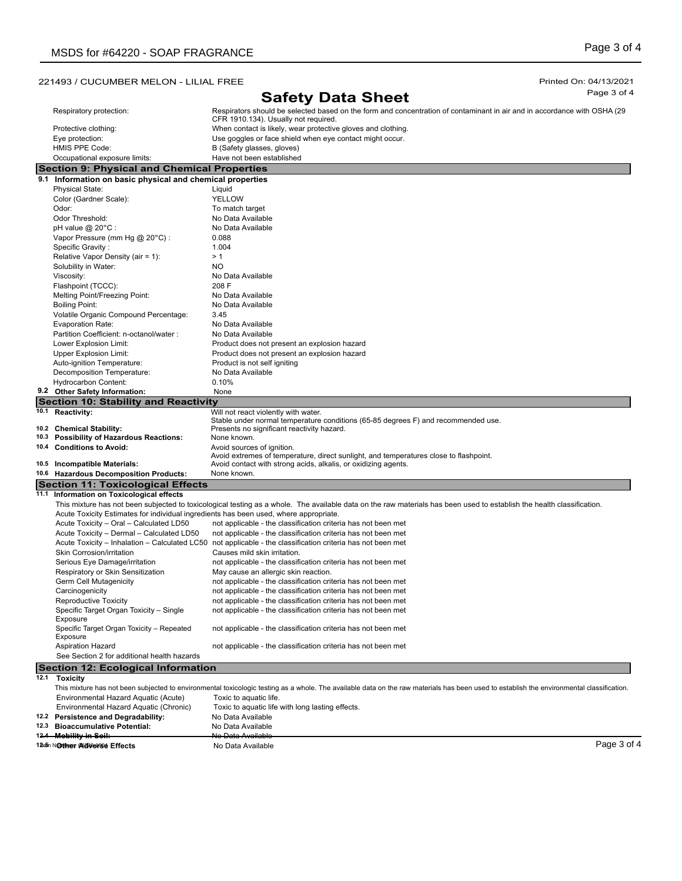221493 / CUCUMBER MELON - LILIAL FREE

Printed On: 04/13/2021

# Safety Data Sheet

| | |
|---|---|
| Respiratory protection: | Respirators should be selected based on the form and concentration of contaminant in air and in accordance with OSHA (29 CFR 1910.134). Usually not required. |
| Protective clothing: | When contact is likely, wear protective gloves and clothing. |
| Eye protection: | Use goggles or face shield when eye contact might occur. |
| HMIS PPE Code: | B (Safety glasses, gloves) |
| Occupational exposure limits: | Have not been established |

## Section 9: Physical and Chemical Properties

**9.1 Information on basic physical and chemical properties**

| | |
|---|---|
| Physical State: | Liquid |
| Color (Gardner Scale): | YELLOW |
| Odor: | To match target |
| Odor Threshold: | No Data Available |
| pH value @ 20°C : | No Data Available |
| Vapor Pressure (mm Hg @ 20°C) : | 0.088 |
| Specific Gravity : | 1.004 |
| Relative Vapor Density (air = 1): | > 1 |
| Solubility in Water: | NO |
| Viscosity: | No Data Available |
| Flashpoint (TCCC): | 208 F |
| Melting Point/Freezing Point: | No Data Available |
| Boiling Point: | No Data Available |
| Volatile Organic Compound Percentage: | 3.45 |
| Evaporation Rate: | No Data Available |
| Partition Coefficient: n-octanol/water : | No Data Available |
| Lower Explosion Limit: | Product does not present an explosion hazard |
| Upper Explosion Limit: | Product does not present an explosion hazard |
| Auto-ignition Temperature: | Product is not self igniting |
| Decomposition Temperature: | No Data Available |
| Hydrocarbon Content: | 0.10% |

**9.2 Other Safety Information:** None

## Section 10: Stability and Reactivity

| | |
|---|---|
| **10.1 Reactivity:** | Will not react violently with water. Stable under normal temperature conditions (65-85 degrees F) and recommended use. |
| **10.2 Chemical Stability:** | Presents no significant reactivity hazard. |
| **10.3 Possibility of Hazardous Reactions:** | None known. |
| **10.4 Conditions to Avoid:** | Avoid sources of ignition. Avoid extremes of temperature, direct sunlight, and temperatures close to flashpoint. |
| **10.5 Incompatible Materials:** | Avoid contact with strong acids, alkalis, or oxidizing agents. |
| **10.6 Hazardous Decomposition Products:** | None known. |

## Section 11: Toxicological Effects

**11.1 Information on Toxicological effects**

This mixture has not been subjected to toxicological testing as a whole. The available data on the raw materials has been used to establish the health classification.

Acute Toxicity Estimates for individual ingredients has been used, where appropriate.

| | |
|---|---|
| Acute Toxicity – Oral – Calculated LD50 | not applicable - the classification criteria has not been met |
| Acute Toxicity – Dermal – Calculated LD50 | not applicable - the classification criteria has not been met |
| Acute Toxicity – Inhalation – Calculated LC50 | not applicable - the classification criteria has not been met |
| Skin Corrosion/irritation | Causes mild skin irritation. |
| Serious Eye Damage/irritation | not applicable - the classification criteria has not been met |
| Respiratory or Skin Sensitization | May cause an allergic skin reaction. |
| Germ Cell Mutagenicity | not applicable - the classification criteria has not been met |
| Carcinogenicity | not applicable - the classification criteria has not been met |
| Reproductive Toxicity | not applicable - the classification criteria has not been met |
| Specific Target Organ Toxicity – Single Exposure | not applicable - the classification criteria has not been met |
| Specific Target Organ Toxicity – Repeated Exposure | not applicable - the classification criteria has not been met |
| Aspiration Hazard | not applicable - the classification criteria has not been met |

See Section 2 for additional health hazards

## Section 12: Ecological Information

**12.1 Toxicity**

This mixture has not been subjected to environmental toxicologic testing as a whole. The available data on the raw materials has been used to establish the environmental classification.

| | |
|---|---|
| Environmental Hazard Aquatic (Acute) | Toxic to aquatic life. |
| Environmental Hazard Aquatic (Chronic) | Toxic to aquatic life with long lasting effects. |
| **12.2 Persistence and Degradability:** | No Data Available |
| **12.3 Bioaccumulative Potential:** | No Data Available |
| **12.4 Mobility in Soil:** | No Data Available |
| **12.5 Other Adverse Effects** | No Data Available |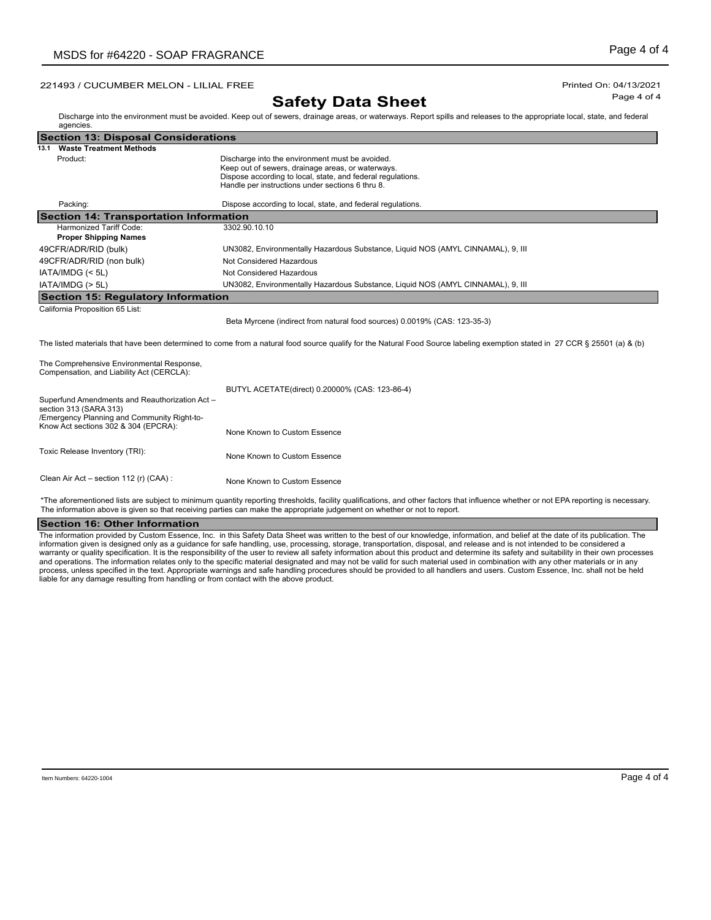221493 / CUCUMBER MELON - LILIAL FREE

Printed On: 04/13/2021

# Safety Data Sheet

Discharge into the environment must be avoided. Keep out of sewers, drainage areas, or waterways. Report spills and releases to the appropriate local, state, and federal agencies.

## Section 13: Disposal Considerations

**13.1 Waste Treatment Methods**

| | |
|---|---|
| Product: | Discharge into the environment must be avoided.<br>Keep out of sewers, drainage areas, or waterways.<br>Dispose according to local, state, and federal regulations.<br>Handle per instructions under sections 6 thru 8. |
| Packing: | Dispose according to local, state, and federal regulations. |

## Section 14: Transportation Information

| | |
|---|---|
| Harmonized Tariff Code: | 3302.90.10.10 |
| **Proper Shipping Names** | |
| 49CFR/ADR/RID (bulk) | UN3082, Environmentally Hazardous Substance, Liquid NOS (AMYL CINNAMAL), 9, III |
| 49CFR/ADR/RID (non bulk) | Not Considered Hazardous |
| IATA/IMDG (< 5L) | Not Considered Hazardous |
| IATA/IMDG (> 5L) | UN3082, Environmentally Hazardous Substance, Liquid NOS (AMYL CINNAMAL), 9, III |

## Section 15: Regulatory Information

California Proposition 65 List:

Beta Myrcene (indirect from natural food sources) 0.0019% (CAS: 123-35-3)

The listed materials that have been determined to come from a natural food source qualify for the Natural Food Source labeling exemption stated in 27 CCR § 25501 (a) & (b)

| | |
|---|---|
| The Comprehensive Environmental Response, Compensation, and Liability Act (CERCLA): | BUTYL ACETATE(direct) 0.20000% (CAS: 123-86-4) |
| Superfund Amendments and Reauthorization Act – section 313 (SARA 313) /Emergency Planning and Community Right-to-Know Act sections 302 & 304 (EPCRA): | None Known to Custom Essence |
| Toxic Release Inventory (TRI): | None Known to Custom Essence |
| Clean Air Act – section 112 (r) (CAA) : | None Known to Custom Essence |

*The aforementioned lists are subject to minimum quantity reporting thresholds, facility qualifications, and other factors that influence whether or not EPA reporting is necessary. The information above is given so that receiving parties can make the appropriate judgement on whether or not to report.

## Section 16: Other Information

The information provided by Custom Essence, Inc. in this Safety Data Sheet was written to the best of our knowledge, information, and belief at the date of its publication. The information given is designed only as a guidance for safe handling, use, processing, storage, transportation, disposal, and release and is not intended to be considered a warranty or quality specification. It is the responsibility of the user to review all safety information about this product and determine its safety and suitability in their own processes and operations. The information relates only to the specific material designated and may not be valid for such material used in combination with any other materials or in any process, unless specified in the text. Appropriate warnings and safe handling procedures should be provided to all handlers and users. Custom Essence, Inc. shall not be held liable for any damage resulting from handling or from contact with the above product.

Item Numbers: 64220-1004